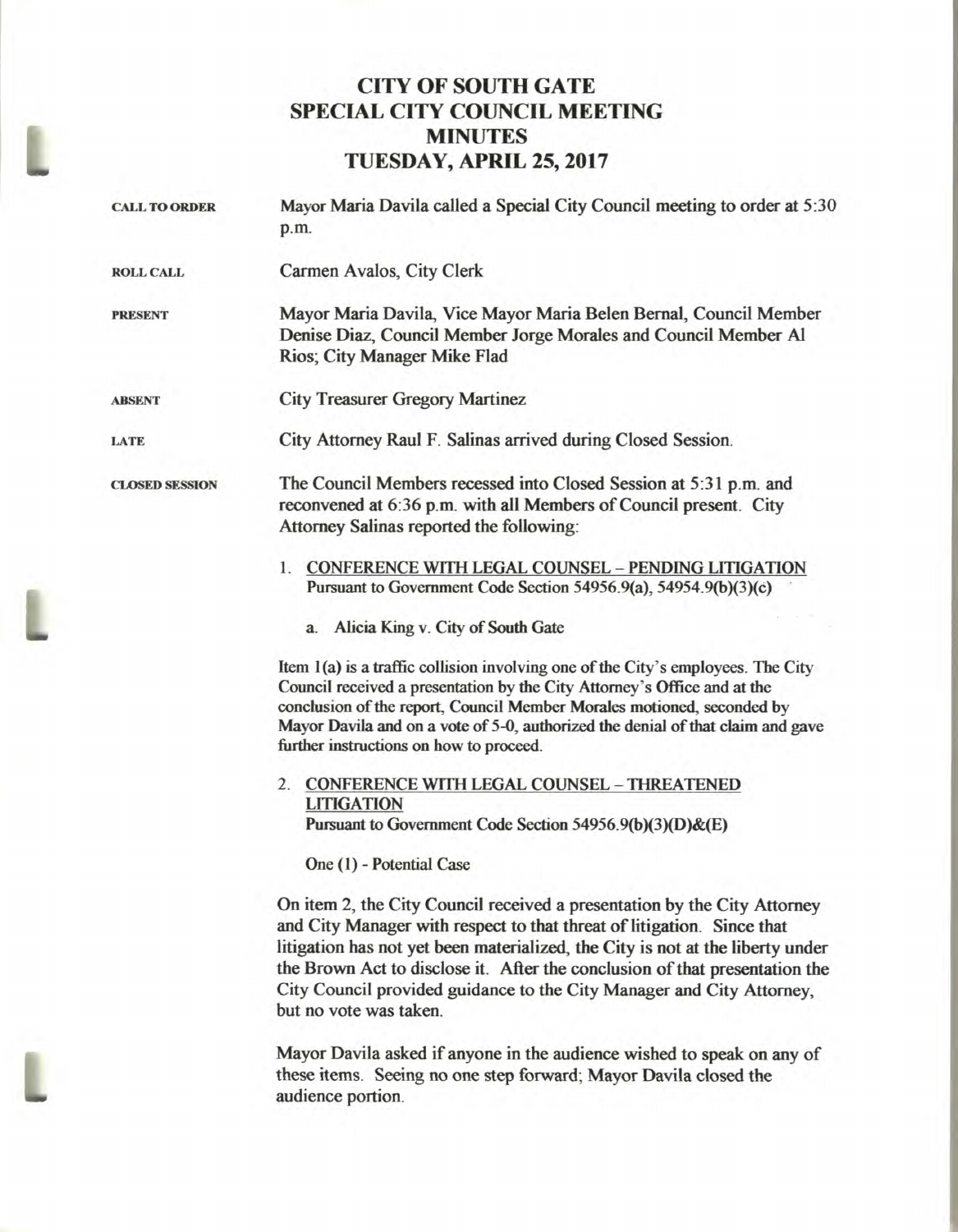# CITY OF SOUTH GATE
# SPECIAL CITY COUNCIL MEETING
# MINUTES
# TUESDAY, APRIL 25, 2017

**CALL TO ORDER** Mayor Maria Davila called a Special City Council meeting to order at 5:30 p.m.

**ROLL CALL** Carmen Avalos, City Clerk

**PRESENT** Mayor Maria Davila, Vice Mayor Maria Belen Bernal, Council Member Denise Diaz, Council Member Jorge Morales and Council Member Al Rios; City Manager Mike Flad

**ABSENT** City Treasurer Gregory Martinez

**LATE** City Attorney Raul F. Salinas arrived during Closed Session.

**CLOSED SESSION** The Council Members recessed into Closed Session at 5:31 p.m. and reconvened at 6:36 p.m. with all Members of Council present. City Attorney Salinas reported the following:

1. <u>CONFERENCE WITH LEGAL COUNSEL – PENDING LITIGATION</u>
   Pursuant to Government Code Section 54956.9(a), 54954.9(b)(3)(c)

   a. Alicia King v. City of South Gate

Item 1(a) is a traffic collision involving one of the City's employees. The City Council received a presentation by the City Attorney's Office and at the conclusion of the report, Council Member Morales motioned, seconded by Mayor Davila and on a vote of 5-0, authorized the denial of that claim and gave further instructions on how to proceed.

2. <u>CONFERENCE WITH LEGAL COUNSEL – THREATENED LITIGATION</u>
   Pursuant to Government Code Section 54956.9(b)(3)(D)&(E)

   One (1) - Potential Case

On item 2, the City Council received a presentation by the City Attorney and City Manager with respect to that threat of litigation. Since that litigation has not yet been materialized, the City is not at the liberty under the Brown Act to disclose it. After the conclusion of that presentation the City Council provided guidance to the City Manager and City Attorney, but no vote was taken.

Mayor Davila asked if anyone in the audience wished to speak on any of these items. Seeing no one step forward; Mayor Davila closed the audience portion.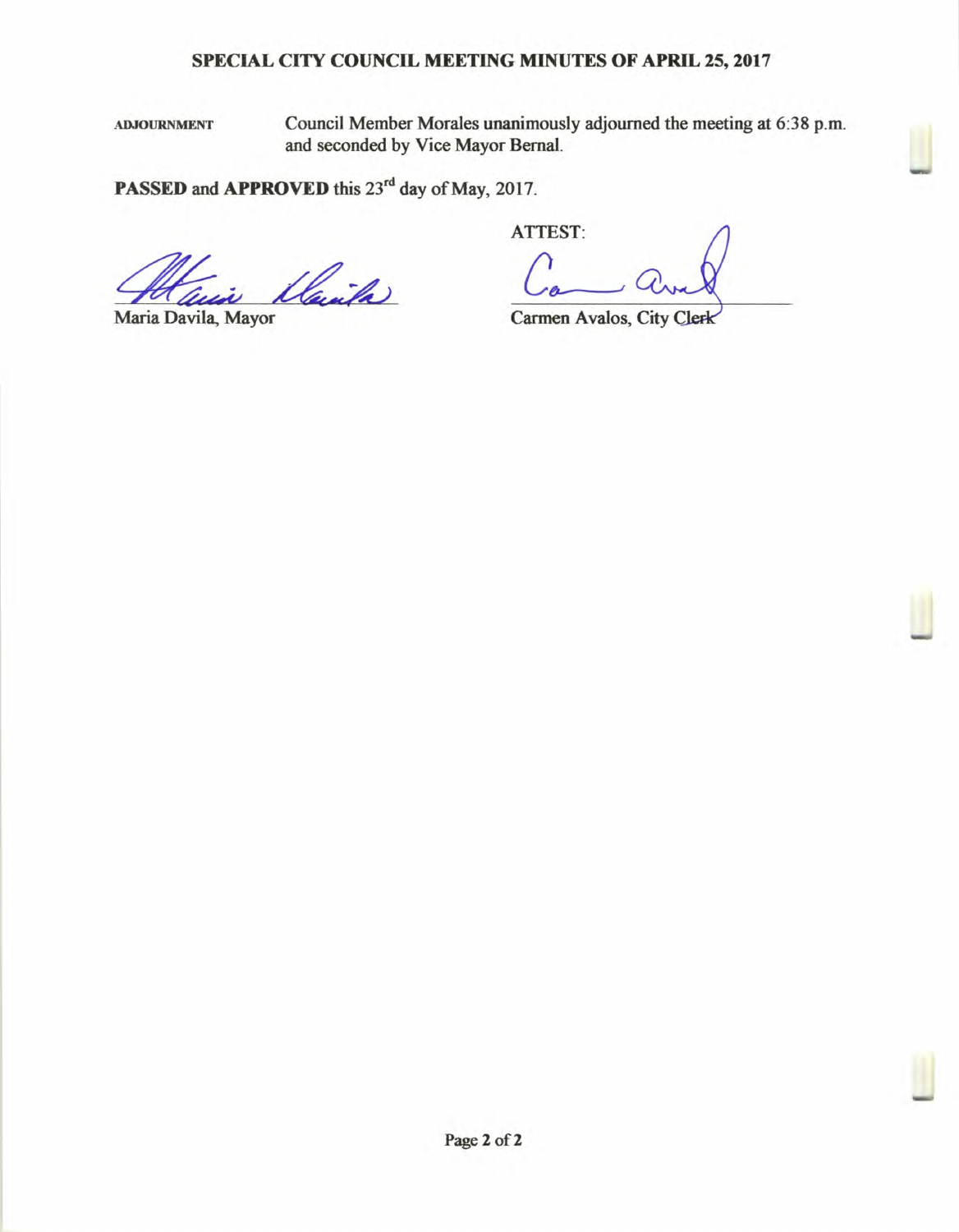SPECIAL CITY COUNCIL MEETING MINUTES OF APRIL 25, 2017

**ADJOURNMENT** Council Member Morales unanimously adjourned the meeting at 6:38 p.m. and seconded by Vice Mayor Bernal.

**PASSED** and **APPROVED** this 23rd day of May, 2017.

ATTEST:

Maria Davila, Mayor

Carmen Avalos, City Clerk